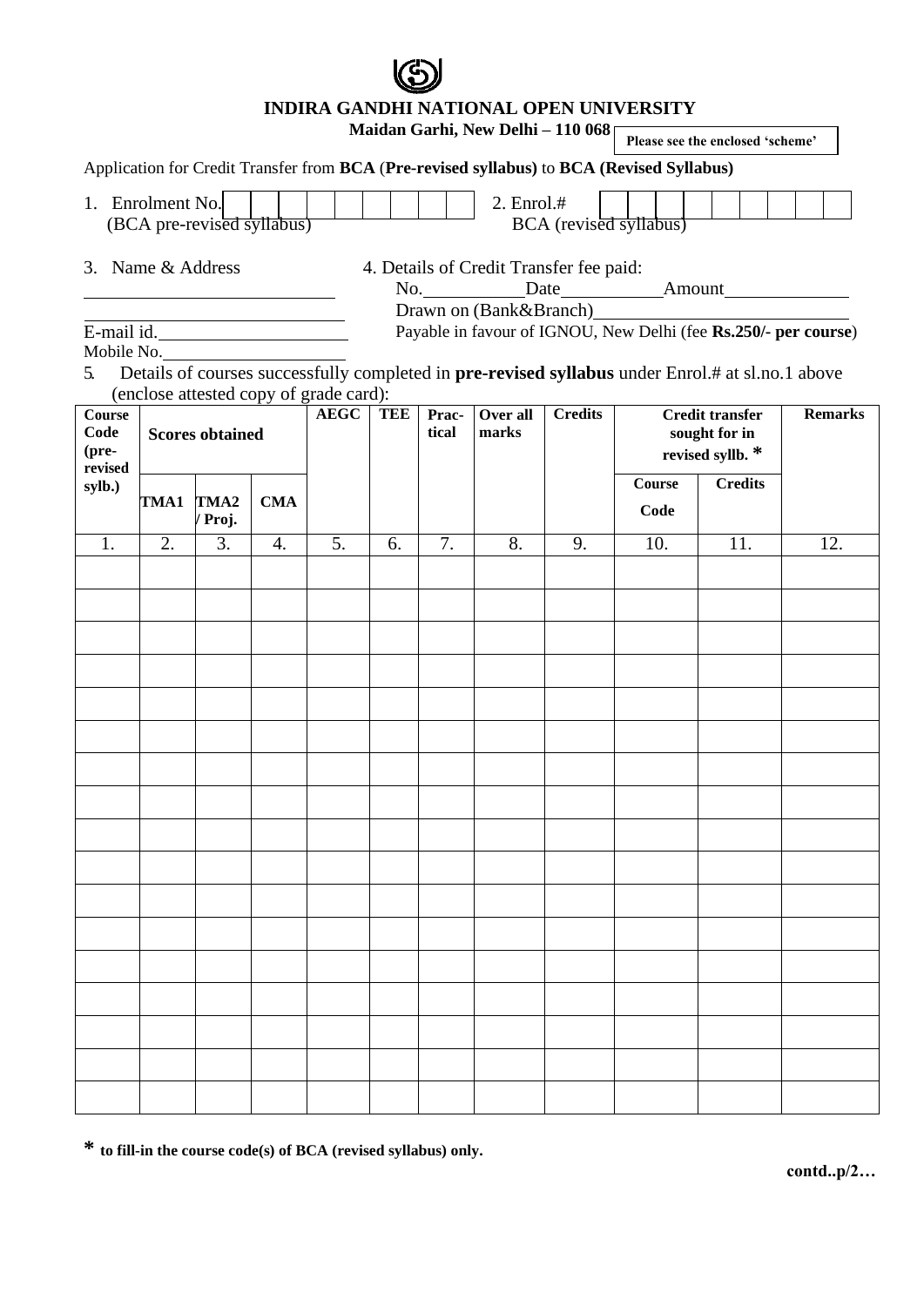# INDIRA GANDHI NATIONAL OPEN UNIVERSITY

**Maidan Garhi, New Delhi – 110 068**

**Please see the enclosed 'scheme'**

Application for Credit Transfer from **BCA** (**Pre-revised syllabus**) to **BCA (Revised Syllabus)**

1. Enrolment No. | | | | | | | | | |
   (BCA pre-revised syllabus)

2. Enrol.# | | | | | | | | | |
   BCA (revised syllabus)

3. Name & Address
   ______________________
   ______________________
   E-mail id. ______________________
   Mobile No. ______________________

4. Details of Credit Transfer fee paid:
   No. __________ Date __________ Amount __________
   Drawn on (Bank&Branch) ______________________
   Payable in favour of IGNOU, New Delhi (fee **Rs.250/- per course**)

5. Details of courses successfully completed in **pre-revised syllabus** under Enrol.# at sl.no.1 above (enclose attested copy of grade card):

| Course Code (pre-revised sylb.) | Scores obtained | | | AEGC | TEE | Prac-tical | Over all marks | Credits | Credit transfer sought for in revised syllb. * | | Remarks |
|---|---|---|---|---|---|---|---|---|---|---|---|
| | TMA1 | TMA2 / Proj. | CMA | | | | | | Course Code | Credits | |
| 1. | 2. | 3. | 4. | 5. | 6. | 7. | 8. | 9. | 10. | 11. | 12. |
| | | | | | | | | | | | |
| | | | | | | | | | | | |
| | | | | | | | | | | | |
| | | | | | | | | | | | |
| | | | | | | | | | | | |
| | | | | | | | | | | | |
| | | | | | | | | | | | |
| | | | | | | | | | | | |
| | | | | | | | | | | | |
| | | | | | | | | | | | |
| | | | | | | | | | | | |
| | | | | | | | | | | | |
| | | | | | | | | | | | |
| | | | | | | | | | | | |
| | | | | | | | | | | | |
| | | | | | | | | | | | |
| | | | | | | | | | | | |

**\* to fill-in the course code(s) of BCA (revised syllabus) only.**

**contd..p/2…**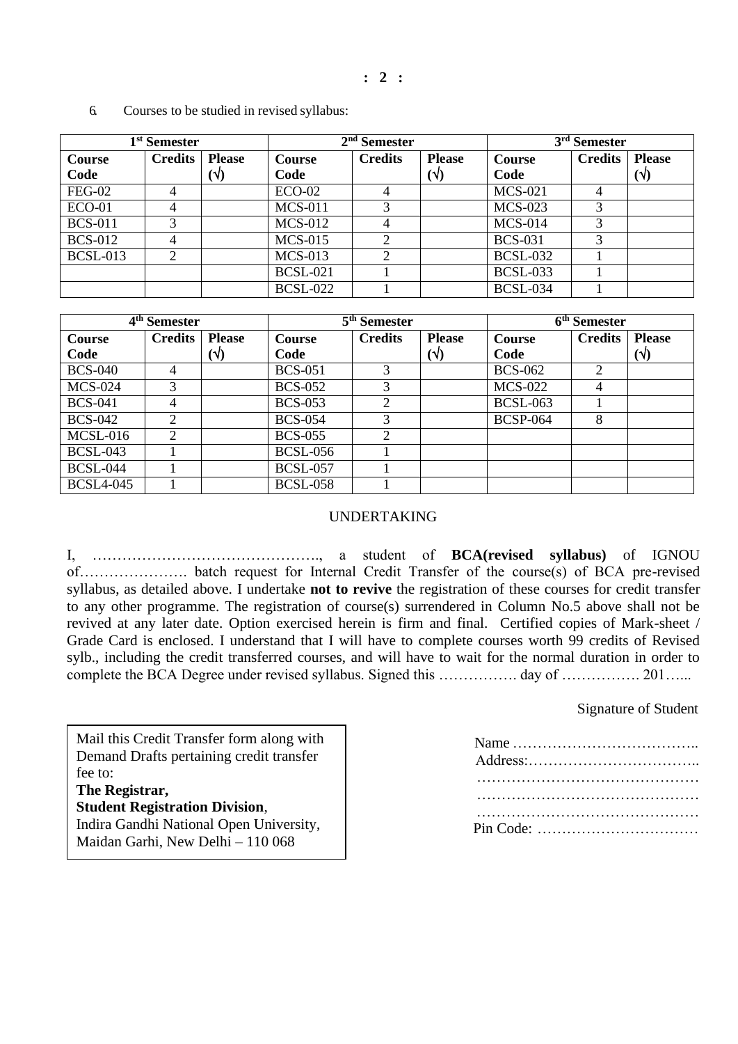6. Courses to be studied in revised syllabus:

| 1st Semester | | | 2nd Semester | | | 3rd Semester | | |
|---|---|---|---|---|---|---|---|---|
| **Course Code** | **Credits** | **Please (√)** | **Course Code** | **Credits** | **Please (√)** | **Course Code** | **Credits** | **Please (√)** |
| FEG-02 | 4 | | ECO-02 | 4 | | MCS-021 | 4 | |
| ECO-01 | 4 | | MCS-011 | 3 | | MCS-023 | 3 | |
| BCS-011 | 3 | | MCS-012 | 4 | | MCS-014 | 3 | |
| BCS-012 | 4 | | MCS-015 | 2 | | BCS-031 | 3 | |
| BCSL-013 | 2 | | MCS-013 | 2 | | BCSL-032 | 1 | |
| | | | BCSL-021 | 1 | | BCSL-033 | 1 | |
| | | | BCSL-022 | 1 | | BCSL-034 | 1 | |

| 4th Semester | | | 5th Semester | | | 6th Semester | | |
|---|---|---|---|---|---|---|---|---|
| **Course Code** | **Credits** | **Please (√)** | **Course Code** | **Credits** | **Please (√)** | **Course Code** | **Credits** | **Please (√)** |
| BCS-040 | 4 | | BCS-051 | 3 | | BCS-062 | 2 | |
| MCS-024 | 3 | | BCS-052 | 3 | | MCS-022 | 4 | |
| BCS-041 | 4 | | BCS-053 | 2 | | BCSL-063 | 1 | |
| BCS-042 | 2 | | BCS-054 | 3 | | BCSP-064 | 8 | |
| MCSL-016 | 2 | | BCS-055 | 2 | | | | |
| BCSL-043 | 1 | | BCSL-056 | 1 | | | | |
| BCSL-044 | 1 | | BCSL-057 | 1 | | | | |
| BCSL4-045 | 1 | | BCSL-058 | 1 | | | | |

UNDERTAKING

I, ………………………………………., a student of **BCA(revised syllabus)** of IGNOU of…………………. batch request for Internal Credit Transfer of the course(s) of BCA pre-revised syllabus, as detailed above. I undertake **not to revive** the registration of these courses for credit transfer to any other programme. The registration of course(s) surrendered in Column No.5 above shall not be revived at any later date. Option exercised herein is firm and final. Certified copies of Mark-sheet / Grade Card is enclosed. I understand that I will have to complete courses worth 99 credits of Revised sylb., including the credit transferred courses, and will have to wait for the normal duration in order to complete the BCA Degree under revised syllabus. Signed this ……………. day of ……………. 201…...

Signature of Student

Mail this Credit Transfer form along with Demand Drafts pertaining credit transfer fee to:
**The Registrar,**
**Student Registration Division**,
Indira Gandhi National Open University,
Maidan Garhi, New Delhi – 110 068

Name ………………………………..
Address:……………………………..
………………………………………
………………………………………
………………………………………
Pin Code: ……………………………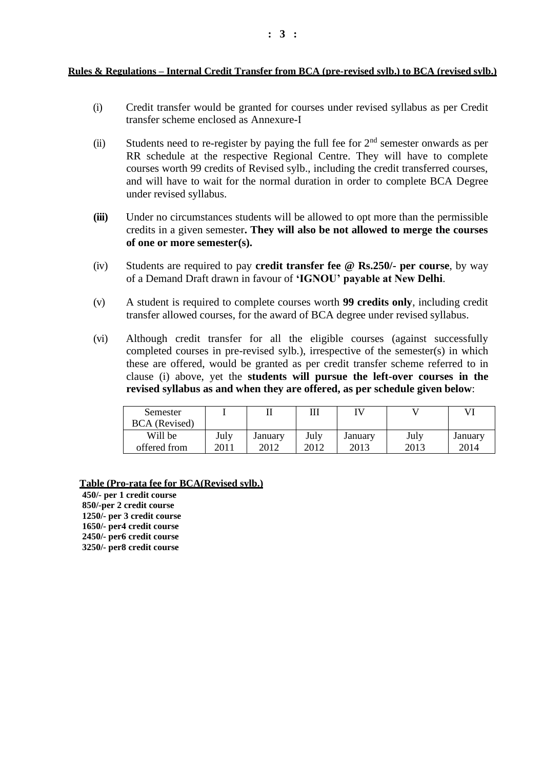**Rules & Regulations – Internal Credit Transfer from BCA (pre-revised sylb.) to BCA (revised sylb.)**

(i) Credit transfer would be granted for courses under revised syllabus as per Credit transfer scheme enclosed as Annexure-I

(ii) Students need to re-register by paying the full fee for 2nd semester onwards as per RR schedule at the respective Regional Centre. They will have to complete courses worth 99 credits of Revised sylb., including the credit transferred courses, and will have to wait for the normal duration in order to complete BCA Degree under revised syllabus.

**(iii)** Under no circumstances students will be allowed to opt more than the permissible credits in a given semester**. They will also be not allowed to merge the courses of one or more semester(s).**

(iv) Students are required to pay **credit transfer fee @ Rs.250/- per course**, by way of a Demand Draft drawn in favour of **'IGNOU' payable at New Delhi**.

(v) A student is required to complete courses worth **99 credits only**, including credit transfer allowed courses, for the award of BCA degree under revised syllabus.

(vi) Although credit transfer for all the eligible courses (against successfully completed courses in pre-revised sylb.), irrespective of the semester(s) in which these are offered, would be granted as per credit transfer scheme referred to in clause (i) above, yet the **students will pursue the left-over courses in the revised syllabus as and when they are offered, as per schedule given below**:

| Semester BCA (Revised) | I | II | III | IV | V | VI |
|---|---|---|---|---|---|---|
| Will be offered from | July 2011 | January 2012 | July 2012 | January 2013 | July 2013 | January 2014 |

**Table (Pro-rata fee for BCA(Revised sylb.)**

**450/- per 1 credit course**
**850/-per 2 credit course**
**1250/- per 3 credit course**
**1650/- per4 credit course**
**2450/- per6 credit course**
**3250/- per8 credit course**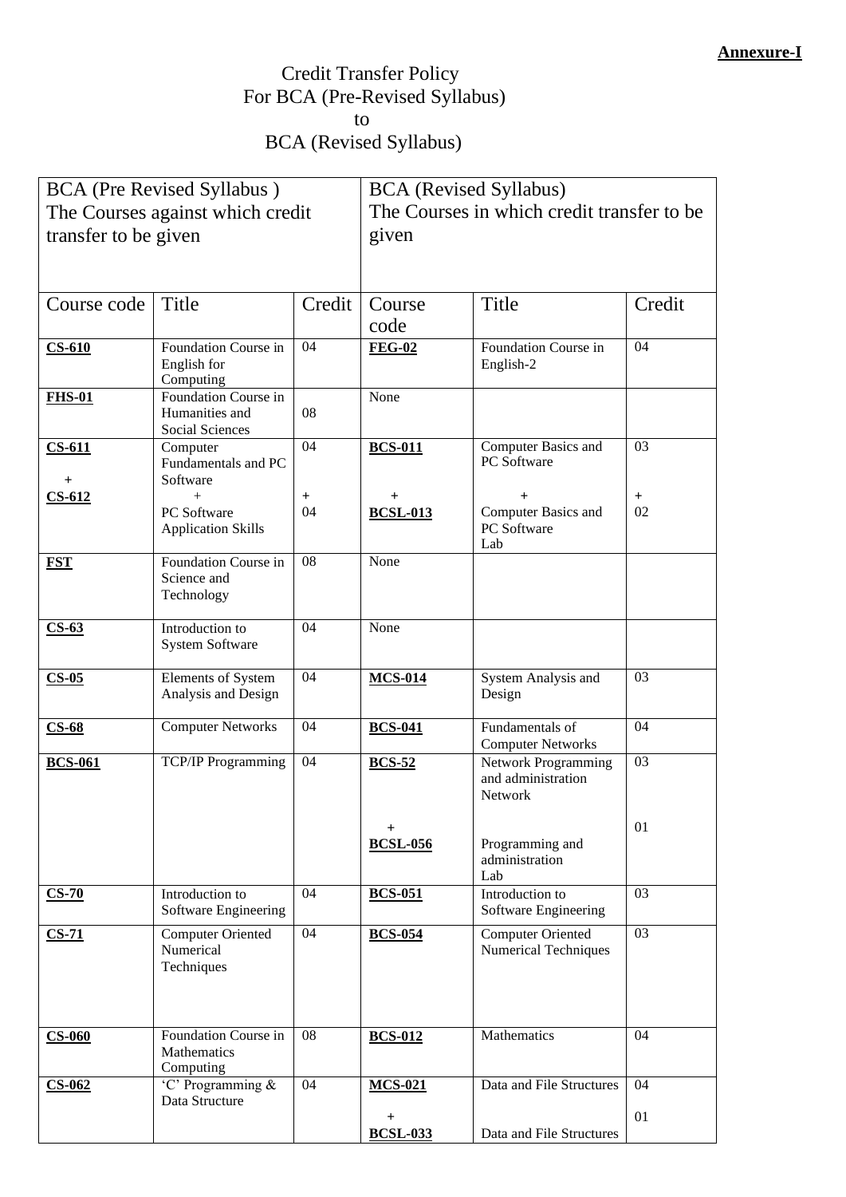**Annexure-I**

Credit Transfer Policy
For BCA (Pre-Revised Syllabus)
to
BCA (Revised Syllabus)

| BCA (Pre Revised Syllabus ) The Courses against which credit transfer to be given | | | BCA (Revised Syllabus) The Courses in which credit transfer to be given | | |
|---|---|---|---|---|---|
| Course code | Title | Credit | Course code | Title | Credit |
| **CS-610** | Foundation Course in English for Computing | 04 | **FEG-02** | Foundation Course in English-2 | 04 |
| **FHS-01** | Foundation Course in Humanities and Social Sciences | 08 | None | | |
| **CS-611** + **CS-612** | Computer Fundamentals and PC Software + PC Software Application Skills | 04 + 04 | **BCS-011** + **BCSL-013** | Computer Basics and PC Software + Computer Basics and PC Software Lab | 03 + 02 |
| **FST** | Foundation Course in Science and Technology | 08 | None | | |
| **CS-63** | Introduction to System Software | 04 | None | | |
| **CS-05** | Elements of System Analysis and Design | 04 | **MCS-014** | System Analysis and Design | 03 |
| **CS-68** | Computer Networks | 04 | **BCS-041** | Fundamentals of Computer Networks | 04 |
| **BCS-061** | TCP/IP Programming | 04 | **BCS-52** + **BCSL-056** | Network Programming and administration Network Programming and administration Lab | 03 01 |
| **CS-70** | Introduction to Software Engineering | 04 | **BCS-051** | Introduction to Software Engineering | 03 |
| **CS-71** | Computer Oriented Numerical Techniques | 04 | **BCS-054** | Computer Oriented Numerical Techniques | 03 |
| **CS-060** | Foundation Course in Mathematics Computing | 08 | **BCS-012** | Mathematics | 04 |
| **CS-062** | 'C' Programming & Data Structure | 04 | **MCS-021** + **BCSL-033** | Data and File Structures Data and File Structures | 04 01 |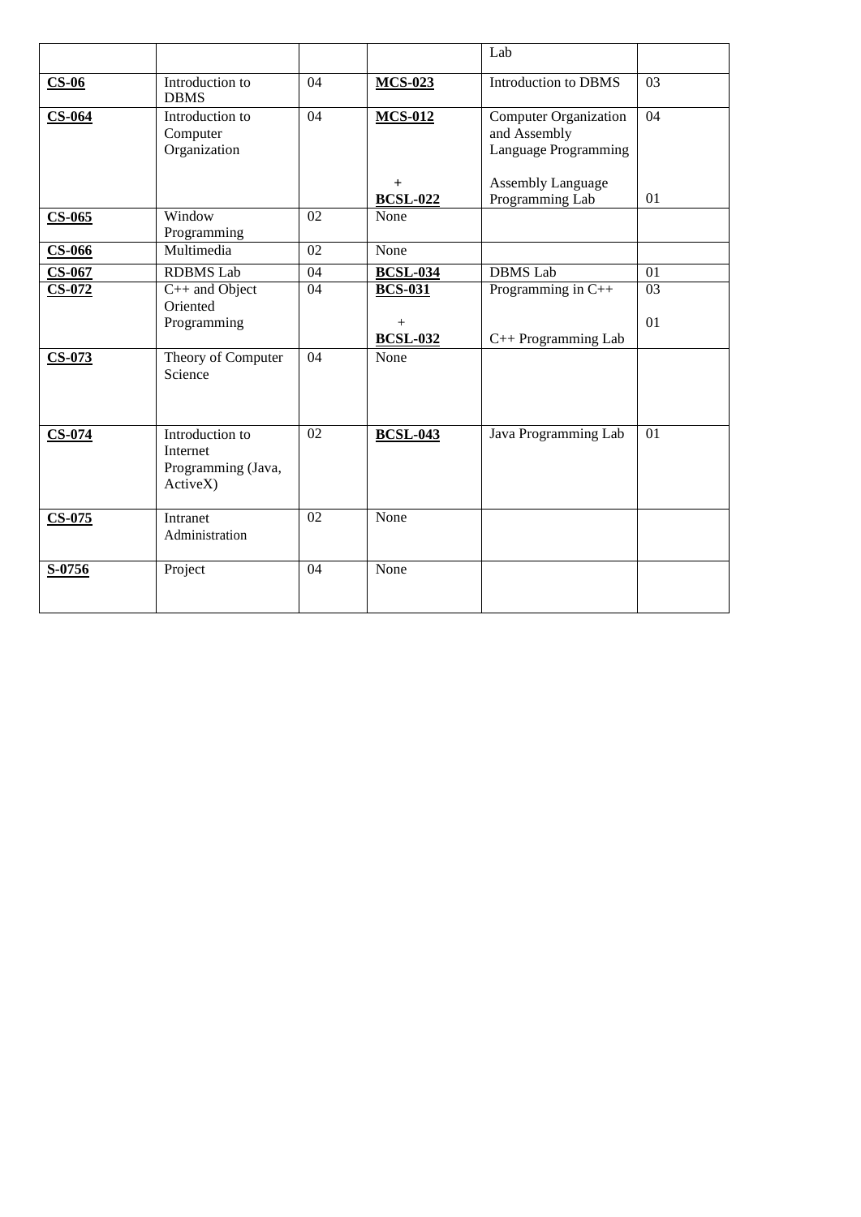| | | | | | |
|---|---|---|---|---|---|
| | | | | Lab | |
| **CS-06** | Introduction to DBMS | 04 | **MCS-023** | Introduction to DBMS | 03 |
| **CS-064** | Introduction to Computer Organization | 04 | **MCS-012**<br><br>+<br>**BCSL-022** | Computer Organization and Assembly Language Programming<br><br>Assembly Language Programming Lab | 04<br><br><br>01 |
| **CS-065** | Window Programming | 02 | None | | |
| **CS-066** | Multimedia | 02 | None | | |
| **CS-067** | RDBMS Lab | 04 | **BCSL-034** | DBMS Lab | 01 |
| **CS-072** | C++ and Object Oriented Programming | 04 | **BCS-031**<br><br>+<br>**BCSL-032** | Programming in C++<br><br><br>C++ Programming Lab | 03<br><br>01 |
| **CS-073** | Theory of Computer Science | 04 | None | | |
| **CS-074** | Introduction to Internet Programming (Java, ActiveX) | 02 | **BCSL-043** | Java Programming Lab | 01 |
| **CS-075** | Intranet Administration | 02 | None | | |
| **S-0756** | Project | 04 | None | | |